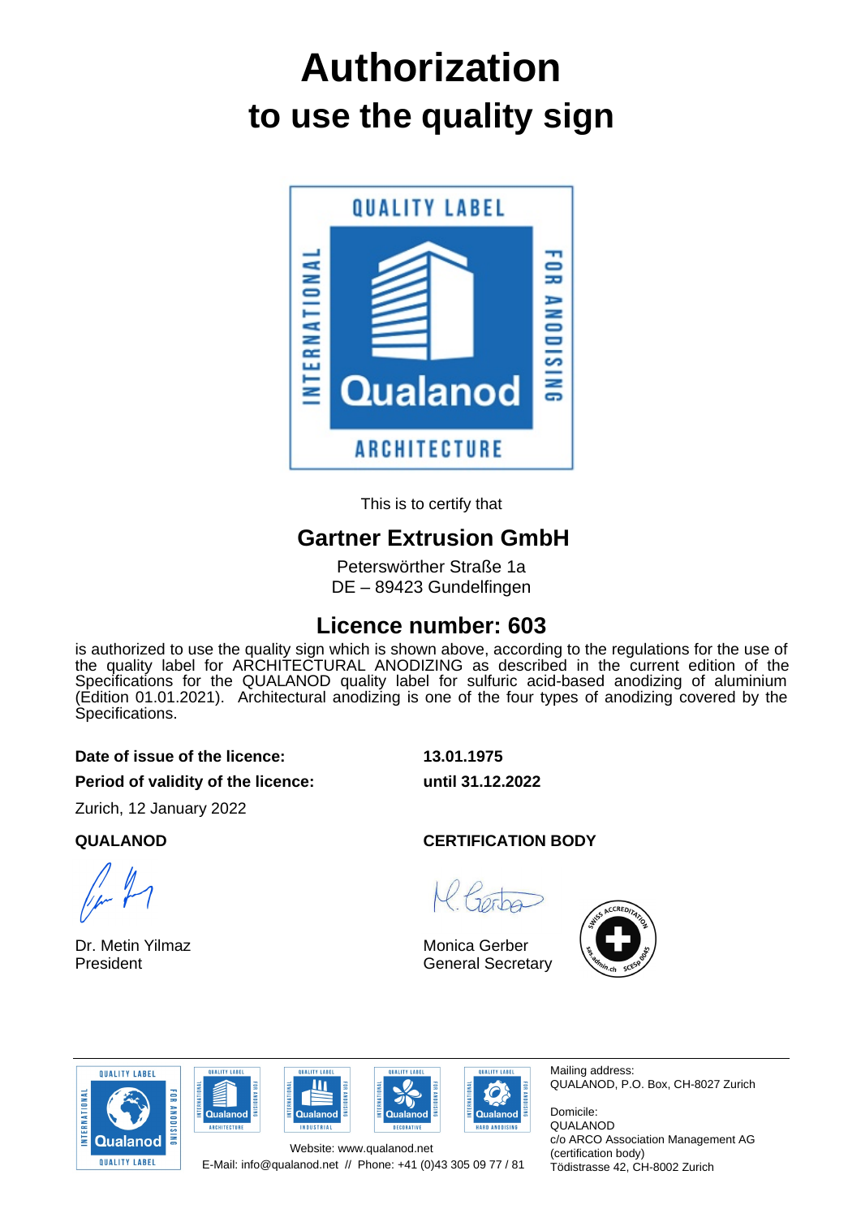# Authorization

## to use the quality sign

This is to certify that

## Gartner Extrusion GmbH

Peterswörther Straße 1a
DE – 89423 Gundelfingen

## Licence number: 603

is authorized to use the quality sign which is shown above, according to the regulations for the use of the quality label for ARCHITECTURAL ANODIZING as described in the current edition of the Specifications for the QUALANOD quality label for sulfuric acid-based anodizing of aluminium (Edition 01.01.2021). Architectural anodizing is one of the four types of anodizing covered by the Specifications.

**Date of issue of the licence:** **13.01.1975**

**Period of validity of the licence:** **until 31.12.2022**

Zurich, 12 January 2022

**QUALANOD**

Dr. Metin Yilmaz
President

**CERTIFICATION BODY**

Monica Gerber
General Secretary

Website: www.qualanod.net
E-Mail: info@qualanod.net // Phone: +41 (0)43 305 09 77 / 81

Mailing address:
QUALANOD, P.O. Box, CH-8027 Zurich

Domicile:
QUALANOD
c/o ARCO Association Management AG
(certification body)
Tödistrasse 42, CH-8002 Zurich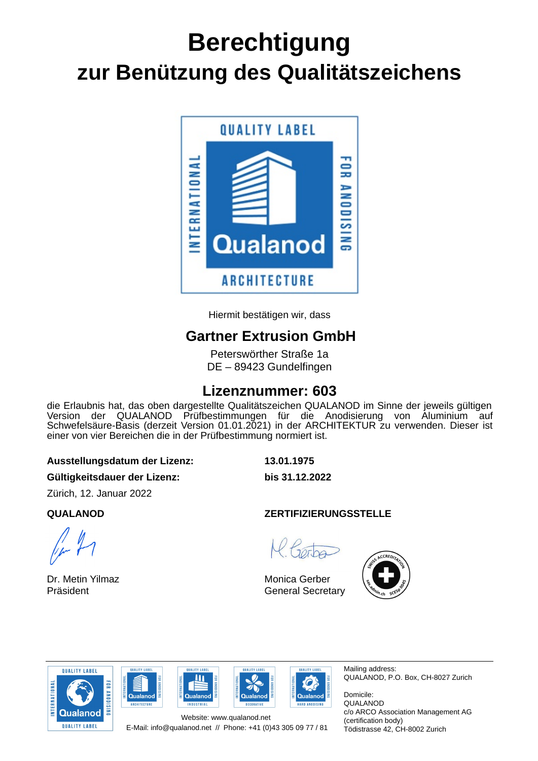# Berechtigung

## zur Benützung des Qualitätszeichens

QUALITY LABEL

INTERNATIONAL Qualanod FOR ANODISING

ARCHITECTURE

Hiermit bestätigen wir, dass

## Gartner Extrusion GmbH

Peterswörther Straße 1a
DE – 89423 Gundelfingen

## Lizenznummer: 603

die Erlaubnis hat, das oben dargestellte Qualitätszeichen QUALANOD im Sinne der jeweils gültigen Version der QUALANOD Prüfbestimmungen für die Anodisierung von Aluminium auf Schwefelsäure-Basis (derzeit Version 01.01.2021) in der ARCHITEKTUR zu verwenden. Dieser ist einer von vier Bereichen die in der Prüfbestimmung normiert ist.

| | |
|---|---|
| **Ausstellungsdatum der Lizenz:** | **13.01.1975** |
| **Gültigkeitsdauer der Lizenz:** | **bis 31.12.2022** |

Zürich, 12. Januar 2022

**QUALANOD**

Dr. Metin Yilmaz
Präsident

**ZERTIFIZIERUNGSSTELLE**

Monica Gerber
General Secretary

SWISS ACCREDITATION
sas.admin.ch SCESp 0045

Website: www.qualanod.net
E-Mail: info@qualanod.net // Phone: +41 (0)43 305 09 77 / 81

Mailing address:
QUALANOD, P.O. Box, CH-8027 Zurich

Domicile:
QUALANOD
c/o ARCO Association Management AG
(certification body)
Tödistrasse 42, CH-8002 Zurich